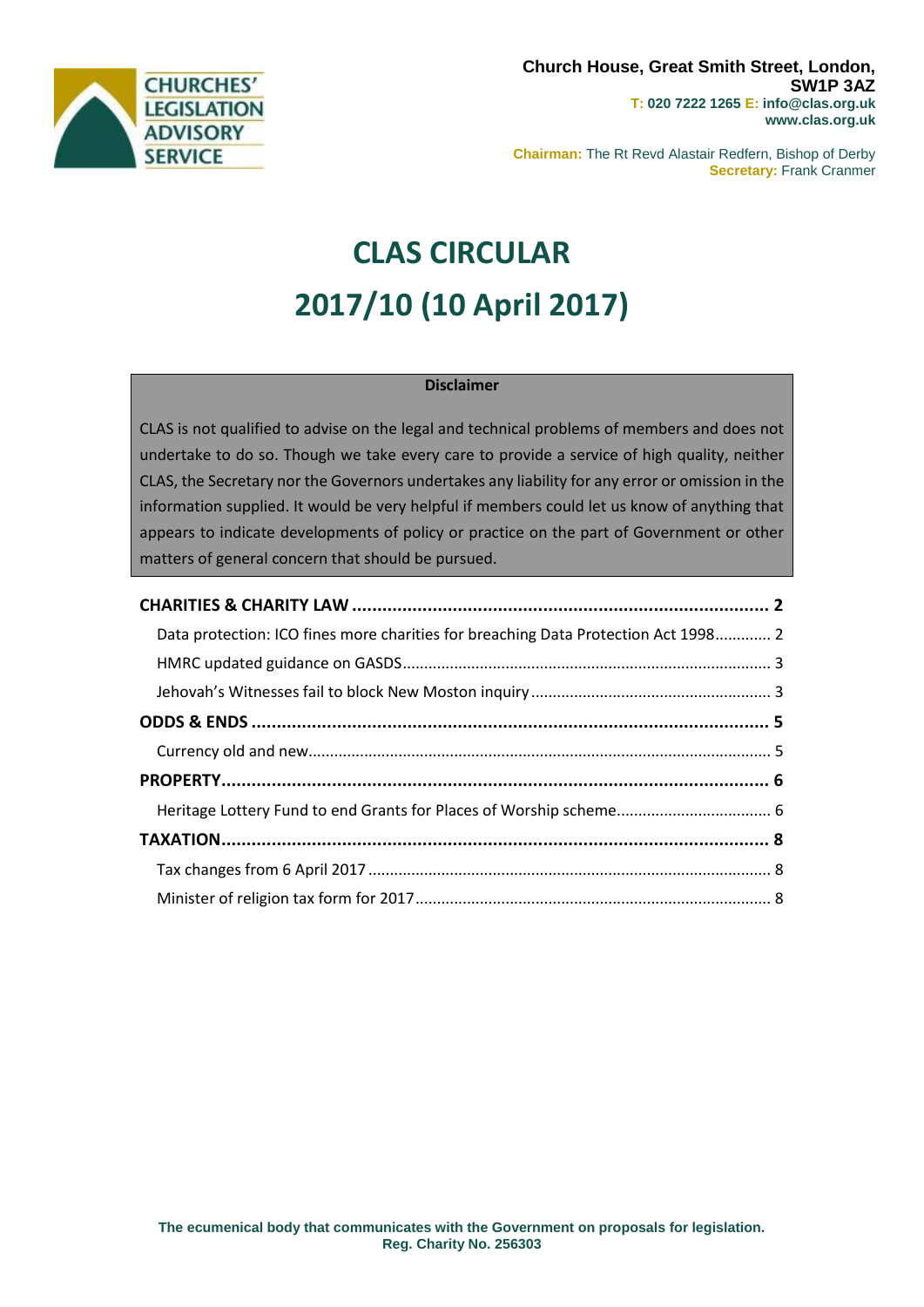**CHURCHES' LEGISLATION ADVISORY SERVICE**

**Church House, Great Smith Street, London, SW1P 3AZ**
**T:** 020 7222 1265 **E:** info@clas.org.uk
www.clas.org.uk

**Chairman:** The Rt Revd Alastair Redfern, Bishop of Derby
**Secretary:** Frank Cranmer

# CLAS CIRCULAR
# 2017/10 (10 April 2017)

> **Disclaimer**
>
> CLAS is not qualified to advise on the legal and technical problems of members and does not undertake to do so. Though we take every care to provide a service of high quality, neither CLAS, the Secretary nor the Governors undertakes any liability for any error or omission in the information supplied. It would be very helpful if members could let us know of anything that appears to indicate developments of policy or practice on the part of Government or other matters of general concern that should be pursued.

**CHARITIES & CHARITY LAW** .......... **2**
- Data protection: ICO fines more charities for breaching Data Protection Act 1998 .......... 2
- HMRC updated guidance on GASDS .......... 3
- Jehovah's Witnesses fail to block New Moston inquiry .......... 3

**ODDS & ENDS** .......... **5**
- Currency old and new .......... 5

**PROPERTY** .......... **6**
- Heritage Lottery Fund to end Grants for Places of Worship scheme .......... 6

**TAXATION** .......... **8**
- Tax changes from 6 April 2017 .......... 8
- Minister of religion tax form for 2017 .......... 8

**The ecumenical body that communicates with the Government on proposals for legislation.**
**Reg. Charity No. 256303**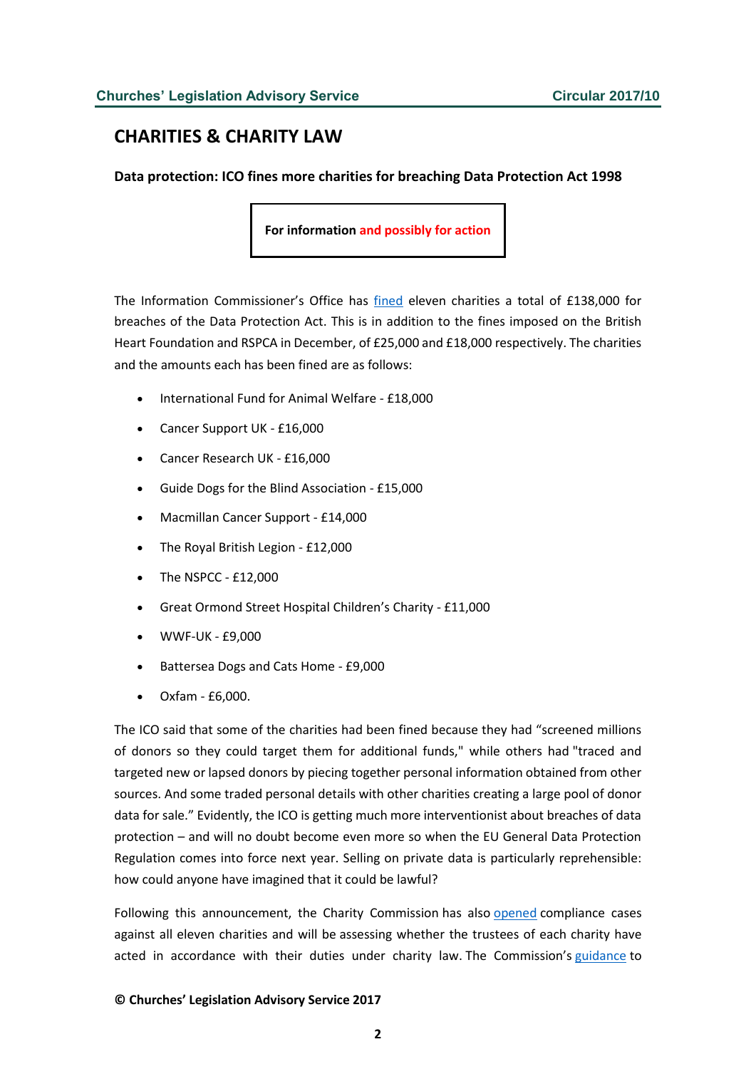# CHARITIES & CHARITY LAW

**Data protection: ICO fines more charities for breaching Data Protection Act 1998**

**For information and possibly for action**

The Information Commissioner's Office has fined eleven charities a total of £138,000 for breaches of the Data Protection Act. This is in addition to the fines imposed on the British Heart Foundation and RSPCA in December, of £25,000 and £18,000 respectively. The charities and the amounts each has been fined are as follows:

- International Fund for Animal Welfare - £18,000
- Cancer Support UK - £16,000
- Cancer Research UK - £16,000
- Guide Dogs for the Blind Association - £15,000
- Macmillan Cancer Support - £14,000
- The Royal British Legion - £12,000
- The NSPCC - £12,000
- Great Ormond Street Hospital Children's Charity - £11,000
- WWF-UK - £9,000
- Battersea Dogs and Cats Home - £9,000
- Oxfam - £6,000.

The ICO said that some of the charities had been fined because they had "screened millions of donors so they could target them for additional funds," while others had "traced and targeted new or lapsed donors by piecing together personal information obtained from other sources. And some traded personal details with other charities creating a large pool of donor data for sale." Evidently, the ICO is getting much more interventionist about breaches of data protection – and will no doubt become even more so when the EU General Data Protection Regulation comes into force next year. Selling on private data is particularly reprehensible: how could anyone have imagined that it could be lawful?

Following this announcement, the Charity Commission has also opened compliance cases against all eleven charities and will be assessing whether the trustees of each charity have acted in accordance with their duties under charity law. The Commission's guidance to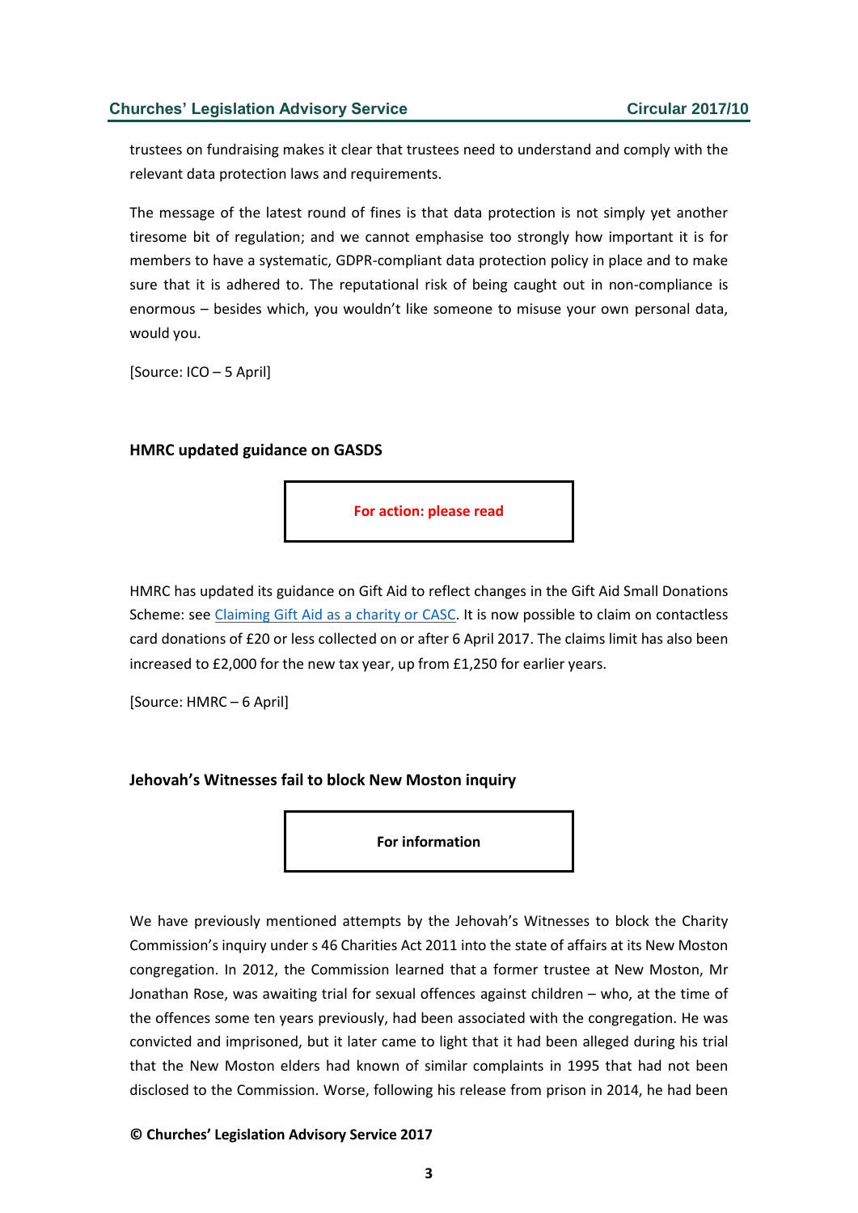trustees on fundraising makes it clear that trustees need to understand and comply with the relevant data protection laws and requirements.

The message of the latest round of fines is that data protection is not simply yet another tiresome bit of regulation; and we cannot emphasise too strongly how important it is for members to have a systematic, GDPR-compliant data protection policy in place and to make sure that it is adhered to. The reputational risk of being caught out in non-compliance is enormous – besides which, you wouldn't like someone to misuse your own personal data, would you.

[Source: ICO – 5 April]

### HMRC updated guidance on GASDS

**For action: please read**

HMRC has updated its guidance on Gift Aid to reflect changes in the Gift Aid Small Donations Scheme: see Claiming Gift Aid as a charity or CASC. It is now possible to claim on contactless card donations of £20 or less collected on or after 6 April 2017. The claims limit has also been increased to £2,000 for the new tax year, up from £1,250 for earlier years.

[Source: HMRC – 6 April]

### Jehovah's Witnesses fail to block New Moston inquiry

**For information**

We have previously mentioned attempts by the Jehovah's Witnesses to block the Charity Commission's inquiry under s 46 Charities Act 2011 into the state of affairs at its New Moston congregation. In 2012, the Commission learned that a former trustee at New Moston, Mr Jonathan Rose, was awaiting trial for sexual offences against children – who, at the time of the offences some ten years previously, had been associated with the congregation. He was convicted and imprisoned, but it later came to light that it had been alleged during his trial that the New Moston elders had known of similar complaints in 1995 that had not been disclosed to the Commission. Worse, following his release from prison in 2014, he had been

**© Churches' Legislation Advisory Service 2017**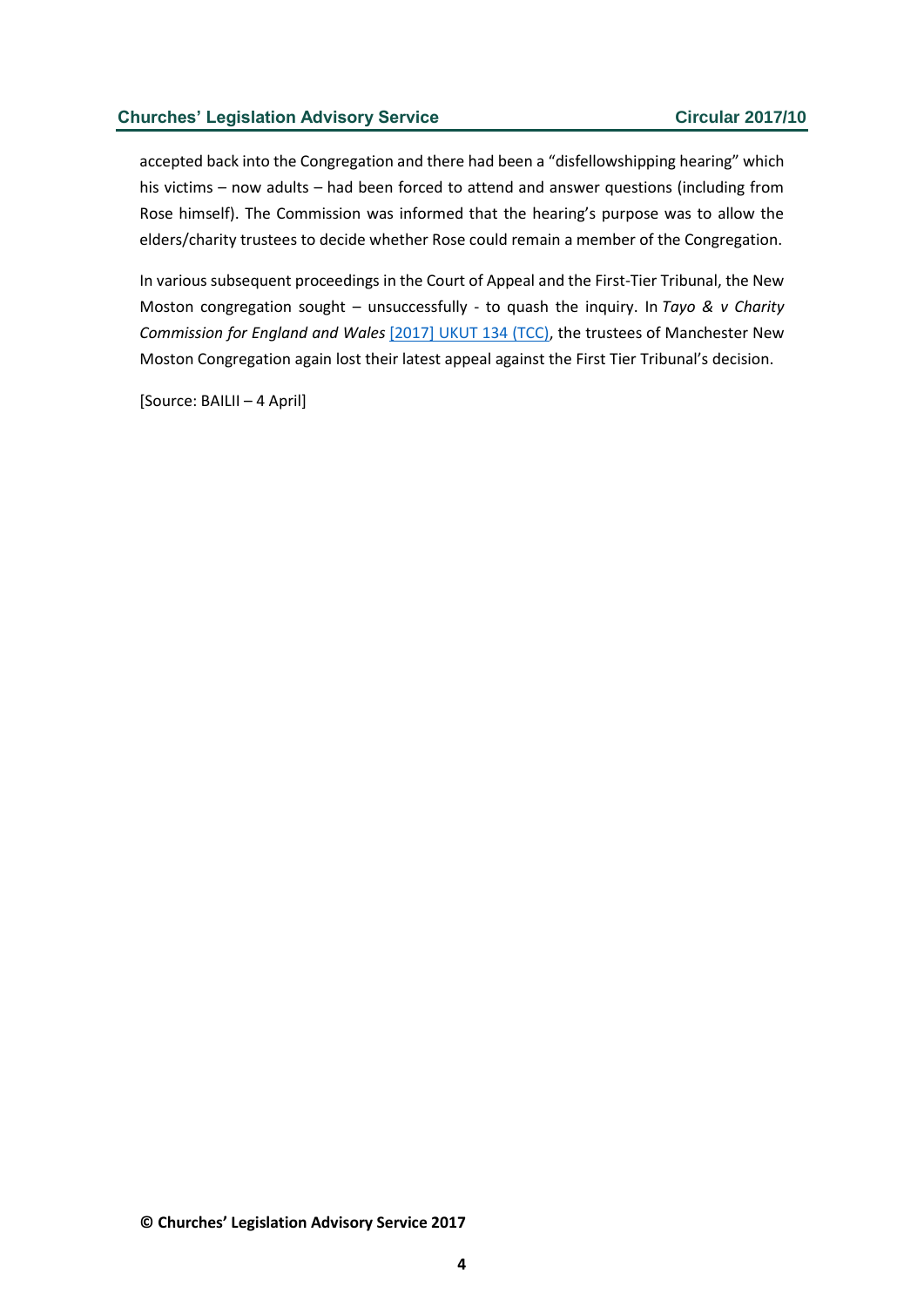accepted back into the Congregation and there had been a “disfellowshipping hearing” which his victims – now adults – had been forced to attend and answer questions (including from Rose himself). The Commission was informed that the hearing’s purpose was to allow the elders/charity trustees to decide whether Rose could remain a member of the Congregation.

In various subsequent proceedings in the Court of Appeal and the First-Tier Tribunal, the New Moston congregation sought – unsuccessfully - to quash the inquiry. In *Tayo & v Charity Commission for England and Wales* [2017] UKUT 134 (TCC), the trustees of Manchester New Moston Congregation again lost their latest appeal against the First Tier Tribunal’s decision.

[Source: BAILII – 4 April]

**© Churches’ Legislation Advisory Service 2017**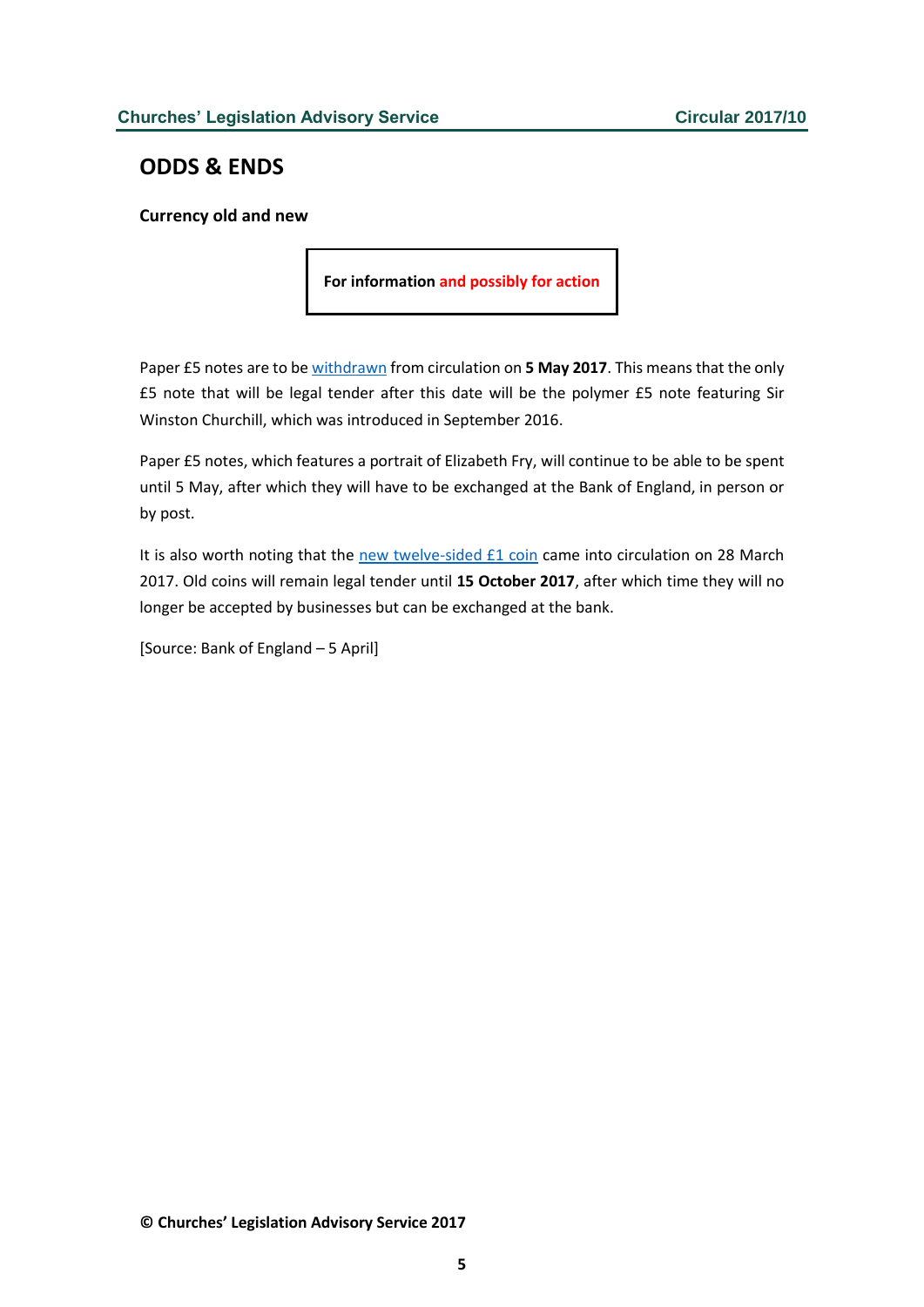## ODDS & ENDS

### Currency old and new

**For information and possibly for action**

Paper £5 notes are to be withdrawn from circulation on **5 May 2017**. This means that the only £5 note that will be legal tender after this date will be the polymer £5 note featuring Sir Winston Churchill, which was introduced in September 2016.

Paper £5 notes, which features a portrait of Elizabeth Fry, will continue to be able to be spent until 5 May, after which they will have to be exchanged at the Bank of England, in person or by post.

It is also worth noting that the new twelve-sided £1 coin came into circulation on 28 March 2017. Old coins will remain legal tender until **15 October 2017**, after which time they will no longer be accepted by businesses but can be exchanged at the bank.

[Source: Bank of England – 5 April]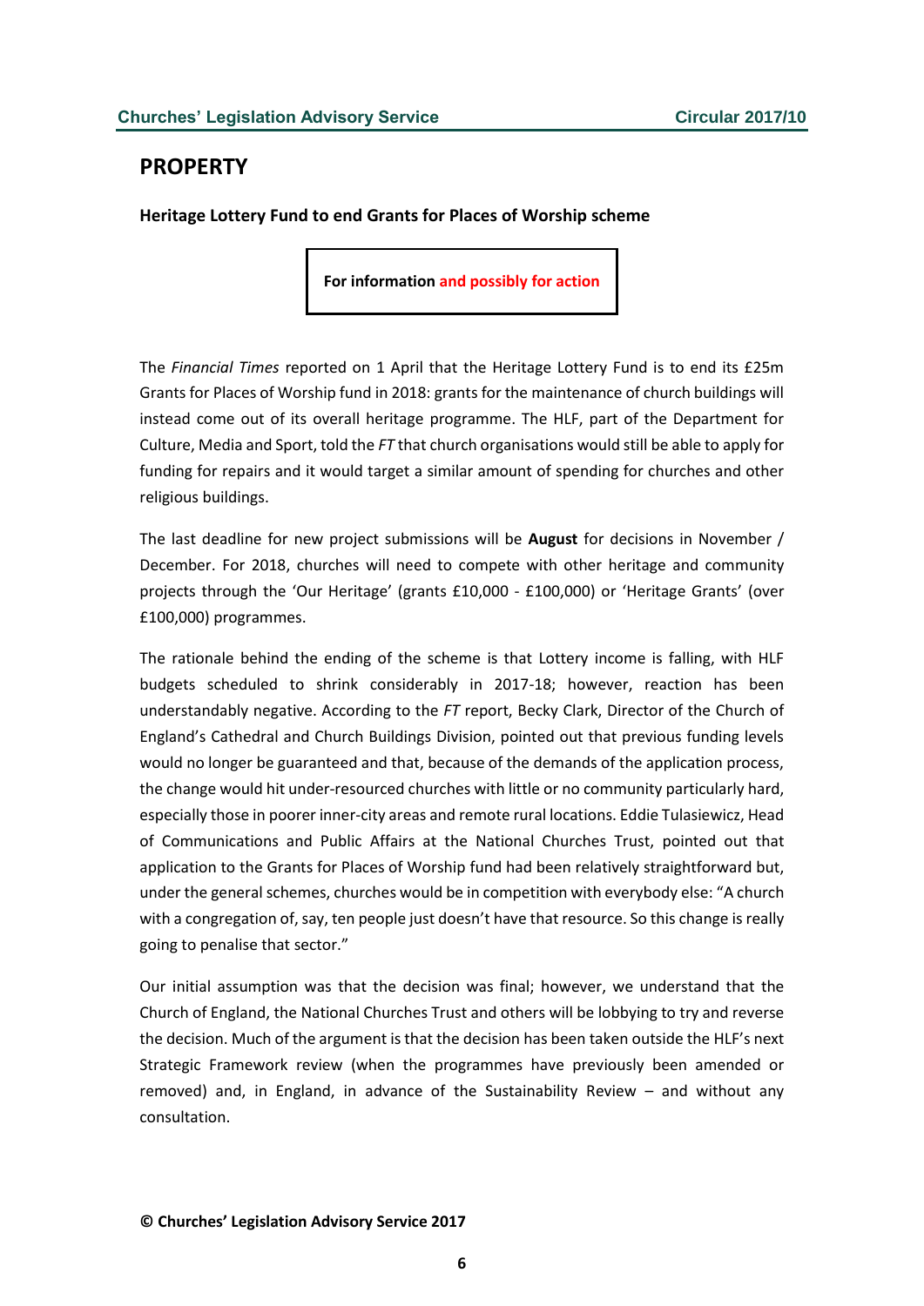## PROPERTY

### Heritage Lottery Fund to end Grants for Places of Worship scheme

**For information and possibly for action**

The *Financial Times* reported on 1 April that the Heritage Lottery Fund is to end its £25m Grants for Places of Worship fund in 2018: grants for the maintenance of church buildings will instead come out of its overall heritage programme. The HLF, part of the Department for Culture, Media and Sport, told the *FT* that church organisations would still be able to apply for funding for repairs and it would target a similar amount of spending for churches and other religious buildings.

The last deadline for new project submissions will be **August** for decisions in November / December. For 2018, churches will need to compete with other heritage and community projects through the 'Our Heritage' (grants £10,000 - £100,000) or 'Heritage Grants' (over £100,000) programmes.

The rationale behind the ending of the scheme is that Lottery income is falling, with HLF budgets scheduled to shrink considerably in 2017-18; however, reaction has been understandably negative. According to the *FT* report, Becky Clark, Director of the Church of England's Cathedral and Church Buildings Division, pointed out that previous funding levels would no longer be guaranteed and that, because of the demands of the application process, the change would hit under-resourced churches with little or no community particularly hard, especially those in poorer inner-city areas and remote rural locations. Eddie Tulasiewicz, Head of Communications and Public Affairs at the National Churches Trust, pointed out that application to the Grants for Places of Worship fund had been relatively straightforward but, under the general schemes, churches would be in competition with everybody else: "A church with a congregation of, say, ten people just doesn't have that resource. So this change is really going to penalise that sector."

Our initial assumption was that the decision was final; however, we understand that the Church of England, the National Churches Trust and others will be lobbying to try and reverse the decision. Much of the argument is that the decision has been taken outside the HLF's next Strategic Framework review (when the programmes have previously been amended or removed) and, in England, in advance of the Sustainability Review – and without any consultation.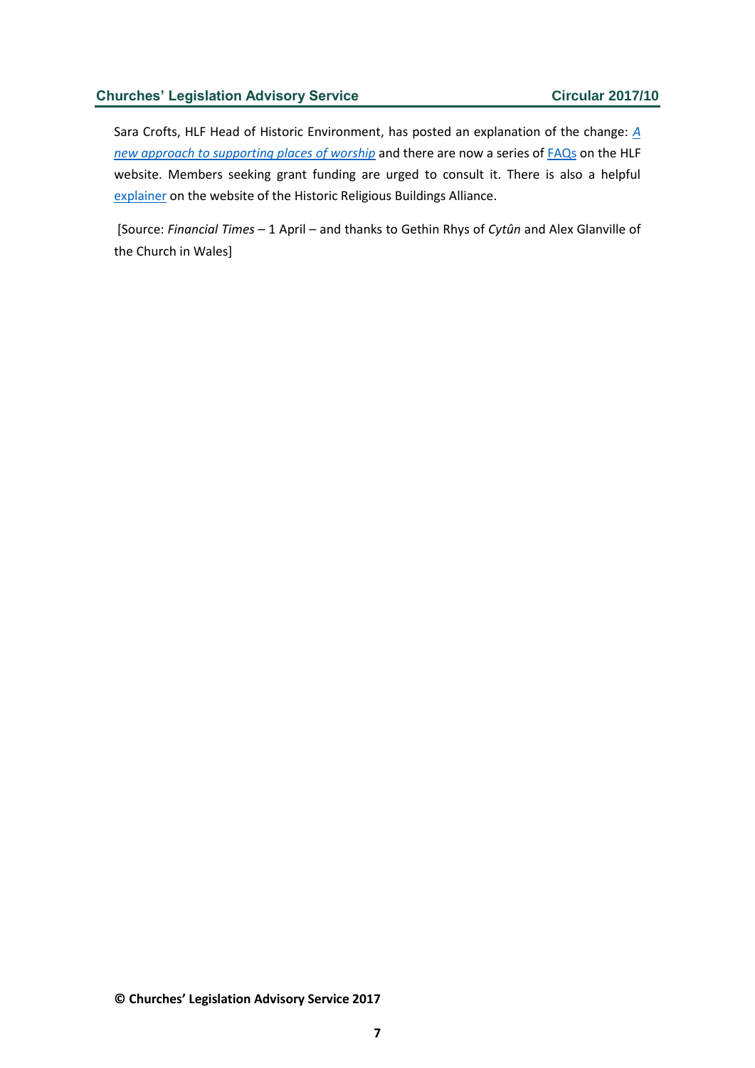Sara Crofts, HLF Head of Historic Environment, has posted an explanation of the change: *A new approach to supporting places of worship* and there are now a series of FAQs on the HLF website. Members seeking grant funding are urged to consult it. There is also a helpful explainer on the website of the Historic Religious Buildings Alliance.

[Source: *Financial Times* – 1 April – and thanks to Gethin Rhys of *Cytûn* and Alex Glanville of the Church in Wales]

**© Churches' Legislation Advisory Service 2017**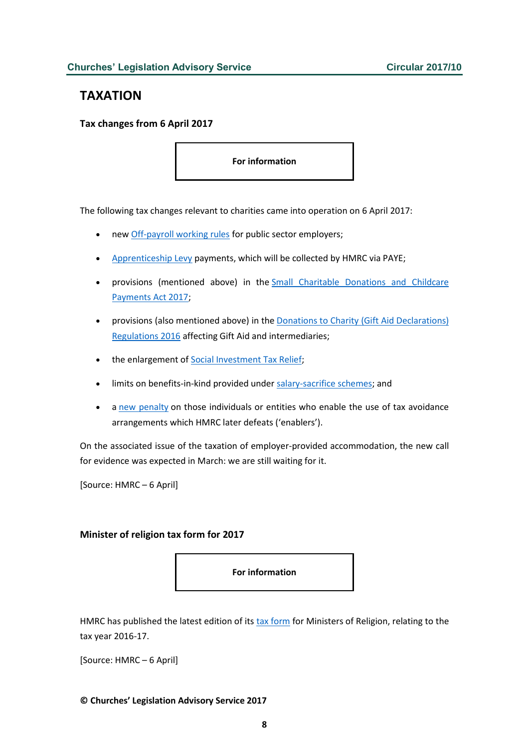# TAXATION

### Tax changes from 6 April 2017

**For information**

The following tax changes relevant to charities came into operation on 6 April 2017:

- new Off-payroll working rules for public sector employers;
- Apprenticeship Levy payments, which will be collected by HMRC via PAYE;
- provisions (mentioned above) in the Small Charitable Donations and Childcare Payments Act 2017;
- provisions (also mentioned above) in the Donations to Charity (Gift Aid Declarations) Regulations 2016 affecting Gift Aid and intermediaries;
- the enlargement of Social Investment Tax Relief;
- limits on benefits-in-kind provided under salary-sacrifice schemes; and
- a new penalty on those individuals or entities who enable the use of tax avoidance arrangements which HMRC later defeats ('enablers').

On the associated issue of the taxation of employer-provided accommodation, the new call for evidence was expected in March: we are still waiting for it.

[Source: HMRC – 6 April]

### Minister of religion tax form for 2017

**For information**

HMRC has published the latest edition of its tax form for Ministers of Religion, relating to the tax year 2016-17.

[Source: HMRC – 6 April]

**© Churches' Legislation Advisory Service 2017**